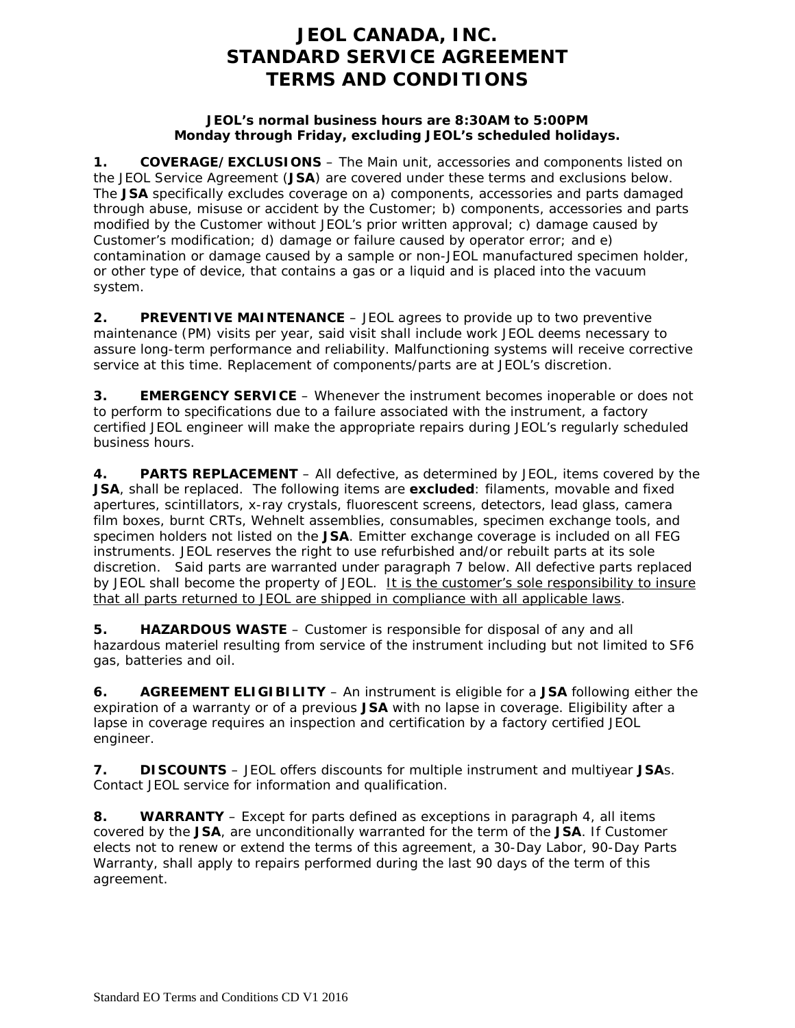# JEOL CANADA, INC.
# STANDARD SERVICE AGREEMENT
# TERMS AND CONDITIONS

**JEOL's normal business hours are 8:30AM to 5:00PM**
**Monday through Friday, excluding JEOL's scheduled holidays.**

**1. COVERAGE/EXCLUSIONS** – The Main unit, accessories and components listed on the JEOL Service Agreement (**JSA**) are covered under these terms and exclusions below. The **JSA** specifically excludes coverage on a) components, accessories and parts damaged through abuse, misuse or accident by the Customer; b) components, accessories and parts modified by the Customer without JEOL's prior written approval; c) damage caused by Customer's modification; d) damage or failure caused by operator error; and e) contamination or damage caused by a sample or non-JEOL manufactured specimen holder, or other type of device, that contains a gas or a liquid and is placed into the vacuum system.

**2. PREVENTIVE MAINTENANCE** – JEOL agrees to provide up to two preventive maintenance (PM) visits per year, said visit shall include work JEOL deems necessary to assure long-term performance and reliability. Malfunctioning systems will receive corrective service at this time. Replacement of components/parts are at JEOL's discretion.

**3. EMERGENCY SERVICE** – Whenever the instrument becomes inoperable or does not to perform to specifications due to a failure associated with the instrument, a factory certified JEOL engineer will make the appropriate repairs during JEOL's regularly scheduled business hours.

**4. PARTS REPLACEMENT** – All defective, as determined by JEOL, items covered by the **JSA**, shall be replaced. The following items are **excluded**: filaments, movable and fixed apertures, scintillators, x-ray crystals, fluorescent screens, detectors, lead glass, camera film boxes, burnt CRTs, Wehnelt assemblies, consumables, specimen exchange tools, and specimen holders not listed on the **JSA**. Emitter exchange coverage is included on all FEG instruments. JEOL reserves the right to use refurbished and/or rebuilt parts at its sole discretion. Said parts are warranted under paragraph 7 below. All defective parts replaced by JEOL shall become the property of JEOL. <u>It is the customer's sole responsibility to insure that all parts returned to JEOL are shipped in compliance with all applicable laws</u>.

**5. HAZARDOUS WASTE** – Customer is responsible for disposal of any and all hazardous materiel resulting from service of the instrument including but not limited to SF6 gas, batteries and oil.

**6. AGREEMENT ELIGIBILITY** – An instrument is eligible for a **JSA** following either the expiration of a warranty or of a previous **JSA** with no lapse in coverage. Eligibility after a lapse in coverage requires an inspection and certification by a factory certified JEOL engineer.

**7. DISCOUNTS** – JEOL offers discounts for multiple instrument and multiyear **JSA**s. Contact JEOL service for information and qualification.

**8. WARRANTY** – Except for parts defined as exceptions in paragraph 4, all items covered by the **JSA**, are unconditionally warranted for the term of the **JSA**. If Customer elects not to renew or extend the terms of this agreement, a 30-Day Labor, 90-Day Parts Warranty, shall apply to repairs performed during the last 90 days of the term of this agreement.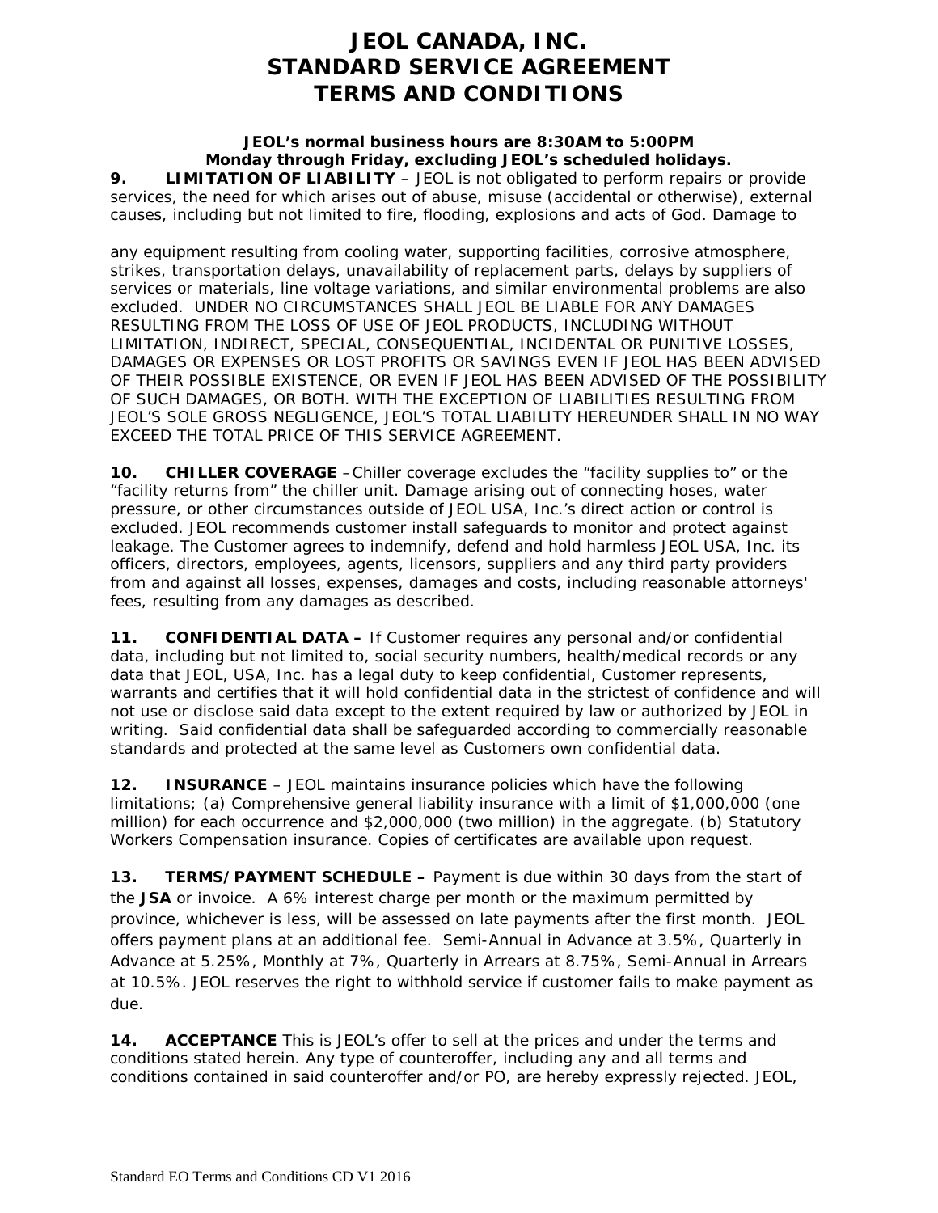# JEOL CANADA, INC.
# STANDARD SERVICE AGREEMENT
# TERMS AND CONDITIONS

**JEOL's normal business hours are 8:30AM to 5:00PM Monday through Friday, excluding JEOL's scheduled holidays.**

**9. LIMITATION OF LIABILITY** – JEOL is not obligated to perform repairs or provide services, the need for which arises out of abuse, misuse (accidental or otherwise), external causes, including but not limited to fire, flooding, explosions and acts of God. Damage to

any equipment resulting from cooling water, supporting facilities, corrosive atmosphere, strikes, transportation delays, unavailability of replacement parts, delays by suppliers of services or materials, line voltage variations, and similar environmental problems are also excluded. UNDER NO CIRCUMSTANCES SHALL JEOL BE LIABLE FOR ANY DAMAGES RESULTING FROM THE LOSS OF USE OF JEOL PRODUCTS, INCLUDING WITHOUT LIMITATION, INDIRECT, SPECIAL, CONSEQUENTIAL, INCIDENTAL OR PUNITIVE LOSSES, DAMAGES OR EXPENSES OR LOST PROFITS OR SAVINGS EVEN IF JEOL HAS BEEN ADVISED OF THEIR POSSIBLE EXISTENCE, OR EVEN IF JEOL HAS BEEN ADVISED OF THE POSSIBILITY OF SUCH DAMAGES, OR BOTH. WITH THE EXCEPTION OF LIABILITIES RESULTING FROM JEOL'S SOLE GROSS NEGLIGENCE, JEOL'S TOTAL LIABILITY HEREUNDER SHALL IN NO WAY EXCEED THE TOTAL PRICE OF THIS SERVICE AGREEMENT.

**10. CHILLER COVERAGE** –Chiller coverage excludes the "facility supplies to" or the "facility returns from" the chiller unit. Damage arising out of connecting hoses, water pressure, or other circumstances outside of JEOL USA, Inc.'s direct action or control is excluded. JEOL recommends customer install safeguards to monitor and protect against leakage. The Customer agrees to indemnify, defend and hold harmless JEOL USA, Inc. its officers, directors, employees, agents, licensors, suppliers and any third party providers from and against all losses, expenses, damages and costs, including reasonable attorneys' fees, resulting from any damages as described.

**11. CONFIDENTIAL DATA –** If Customer requires any personal and/or confidential data, including but not limited to, social security numbers, health/medical records or any data that JEOL, USA, Inc. has a legal duty to keep confidential, Customer represents, warrants and certifies that it will hold confidential data in the strictest of confidence and will not use or disclose said data except to the extent required by law or authorized by JEOL in writing. Said confidential data shall be safeguarded according to commercially reasonable standards and protected at the same level as Customers own confidential data.

**12. INSURANCE** – JEOL maintains insurance policies which have the following limitations; (a) Comprehensive general liability insurance with a limit of $1,000,000 (one million) for each occurrence and $2,000,000 (two million) in the aggregate. (b) Statutory Workers Compensation insurance. Copies of certificates are available upon request.

**13. TERMS/PAYMENT SCHEDULE –** Payment is due within 30 days from the start of the **JSA** or invoice. A 6% interest charge per month or the maximum permitted by province, whichever is less, will be assessed on late payments after the first month. JEOL offers payment plans at an additional fee. Semi-Annual in Advance at 3.5%, Quarterly in Advance at 5.25%, Monthly at 7%, Quarterly in Arrears at 8.75%, Semi-Annual in Arrears at 10.5%. JEOL reserves the right to withhold service if customer fails to make payment as due.

**14. ACCEPTANCE** This is JEOL's offer to sell at the prices and under the terms and conditions stated herein. Any type of counteroffer, including any and all terms and conditions contained in said counteroffer and/or PO, are hereby expressly rejected. JEOL,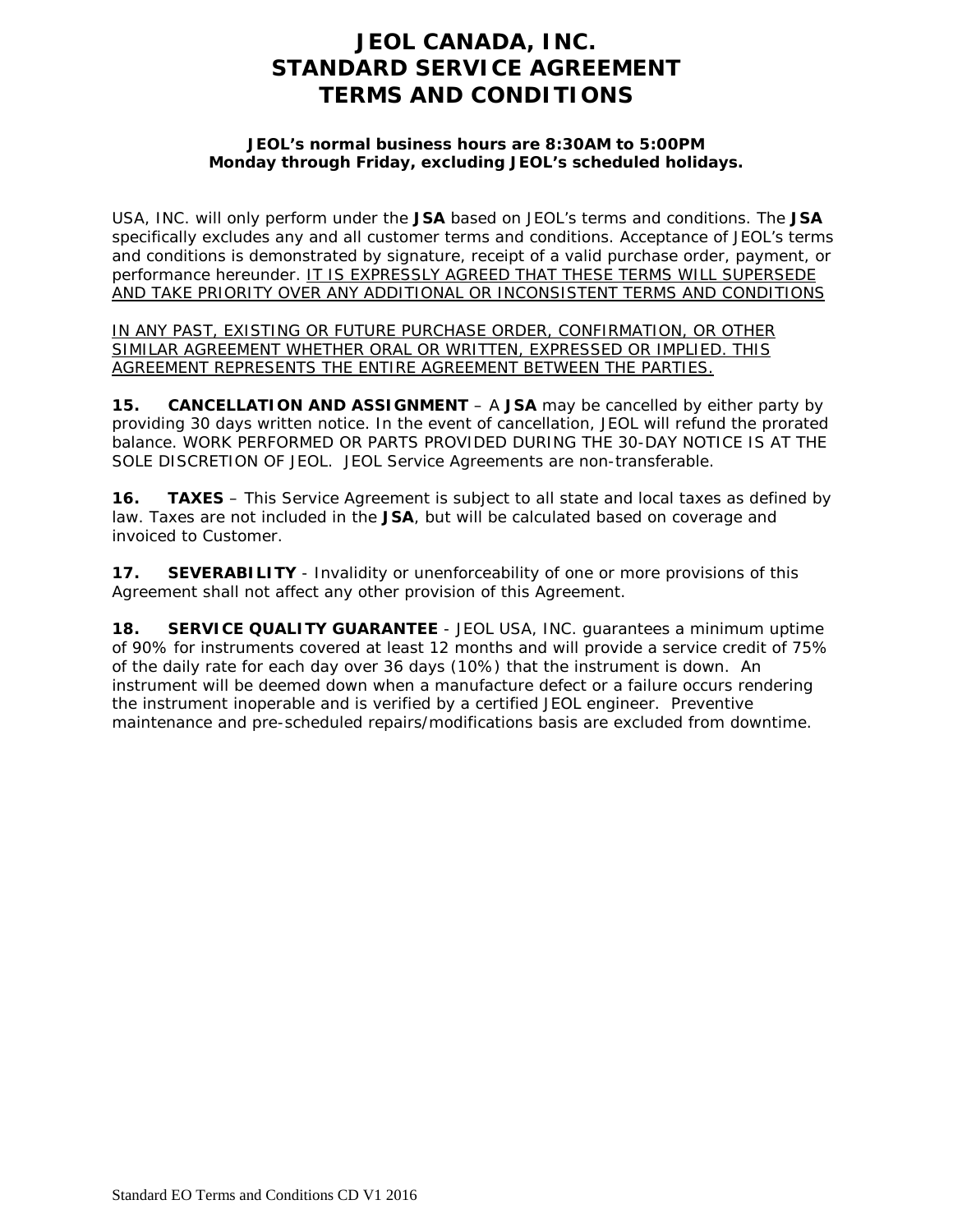# JEOL CANADA, INC.
# STANDARD SERVICE AGREEMENT
# TERMS AND CONDITIONS

**JEOL's normal business hours are 8:30AM to 5:00PM**
**Monday through Friday, excluding JEOL's scheduled holidays.**

USA, INC. will only perform under the **JSA** based on JEOL's terms and conditions. The **JSA** specifically excludes any and all customer terms and conditions. Acceptance of JEOL's terms and conditions is demonstrated by signature, receipt of a valid purchase order, payment, or performance hereunder. <u>IT IS EXPRESSLY AGREED THAT THESE TERMS WILL SUPERSEDE AND TAKE PRIORITY OVER ANY ADDITIONAL OR INCONSISTENT TERMS AND CONDITIONS</u>

<u>IN ANY PAST, EXISTING OR FUTURE PURCHASE ORDER, CONFIRMATION, OR OTHER SIMILAR AGREEMENT WHETHER ORAL OR WRITTEN, EXPRESSED OR IMPLIED. THIS AGREEMENT REPRESENTS THE ENTIRE AGREEMENT BETWEEN THE PARTIES.</u>

**15. CANCELLATION AND ASSIGNMENT** – A **JSA** may be cancelled by either party by providing 30 days written notice. In the event of cancellation, JEOL will refund the prorated balance. WORK PERFORMED OR PARTS PROVIDED DURING THE 30-DAY NOTICE IS AT THE SOLE DISCRETION OF JEOL. JEOL Service Agreements are non-transferable.

**16. TAXES** – This Service Agreement is subject to all state and local taxes as defined by law. Taxes are not included in the **JSA**, but will be calculated based on coverage and invoiced to Customer.

**17. SEVERABILITY** - Invalidity or unenforceability of one or more provisions of this Agreement shall not affect any other provision of this Agreement.

**18. SERVICE QUALITY GUARANTEE** - JEOL USA, INC. guarantees a minimum uptime of 90% for instruments covered at least 12 months and will provide a service credit of 75% of the daily rate for each day over 36 days (10%) that the instrument is down. An instrument will be deemed down when a manufacture defect or a failure occurs rendering the instrument inoperable and is verified by a certified JEOL engineer. Preventive maintenance and pre-scheduled repairs/modifications basis are excluded from downtime.